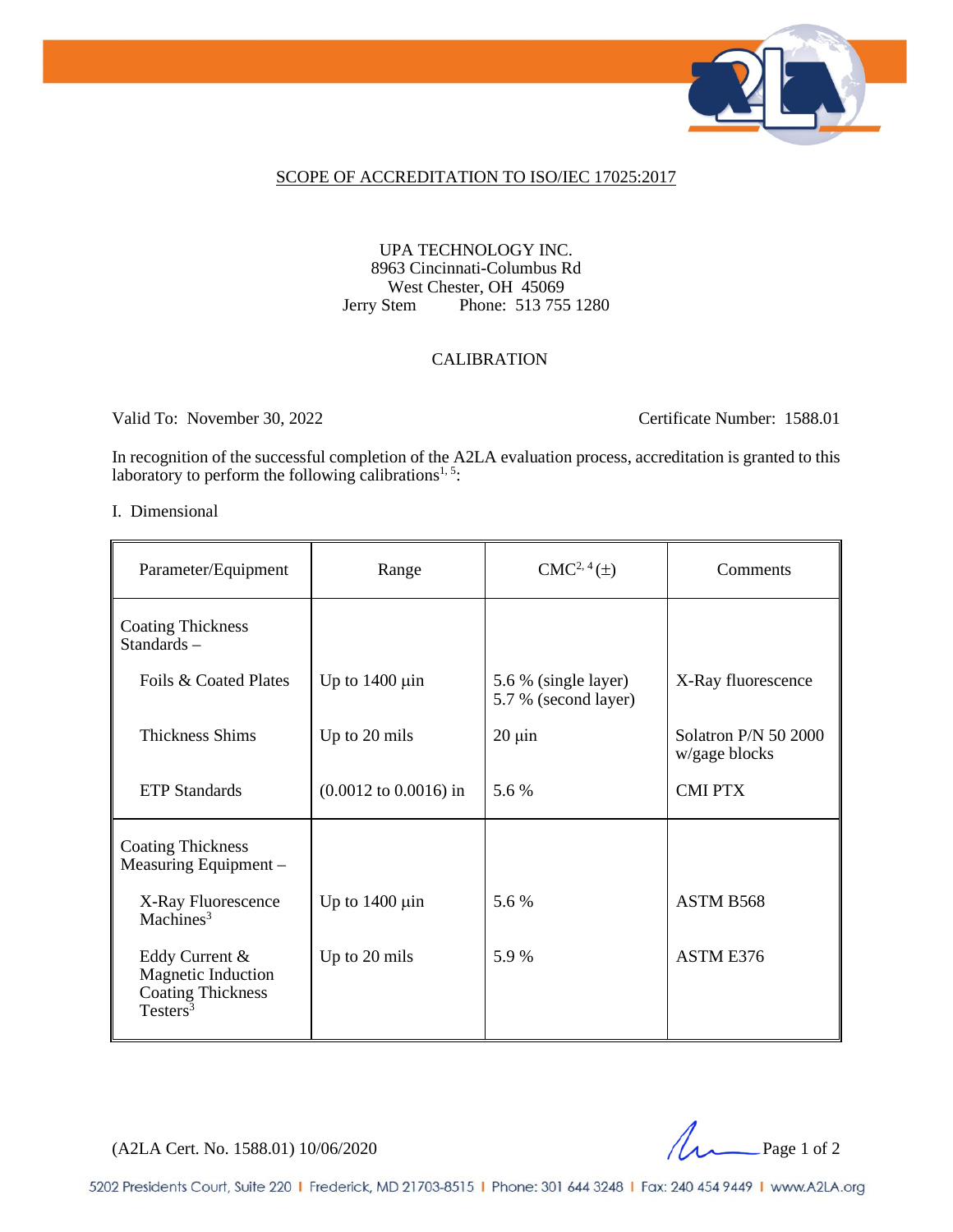SCOPE OF ACCREDITATION TO ISO/IEC 17025:2017

UPA TECHNOLOGY INC.
8963 Cincinnati-Columbus Rd
West Chester, OH 45069
Jerry Stem Phone: 513 755 1280

CALIBRATION

Valid To: November 30, 2022 Certificate Number: 1588.01

In recognition of the successful completion of the A2LA evaluation process, accreditation is granted to this laboratory to perform the following calibrations[1, 5]:

I. Dimensional

| Parameter/Equipment | Range | CMC[2, 4] (±) | Comments |
|---|---|---|---|
| Coating Thickness Standards – | | | |
| Foils & Coated Plates | Up to 1400 µin | 5.6 % (single layer)<br>5.7 % (second layer) | X-Ray fluorescence |
| Thickness Shims | Up to 20 mils | 20 µin | Solatron P/N 50 2000 w/gage blocks |
| ETP Standards | (0.0012 to 0.0016) in | 5.6 % | CMI PTX |
| Coating Thickness Measuring Equipment – | | | |
| X-Ray Fluorescence Machines[3] | Up to 1400 µin | 5.6 % | ASTM B568 |
| Eddy Current & Magnetic Induction Coating Thickness Testers[3] | Up to 20 mils | 5.9 % | ASTM E376 |

(A2LA Cert. No. 1588.01) 10/06/2020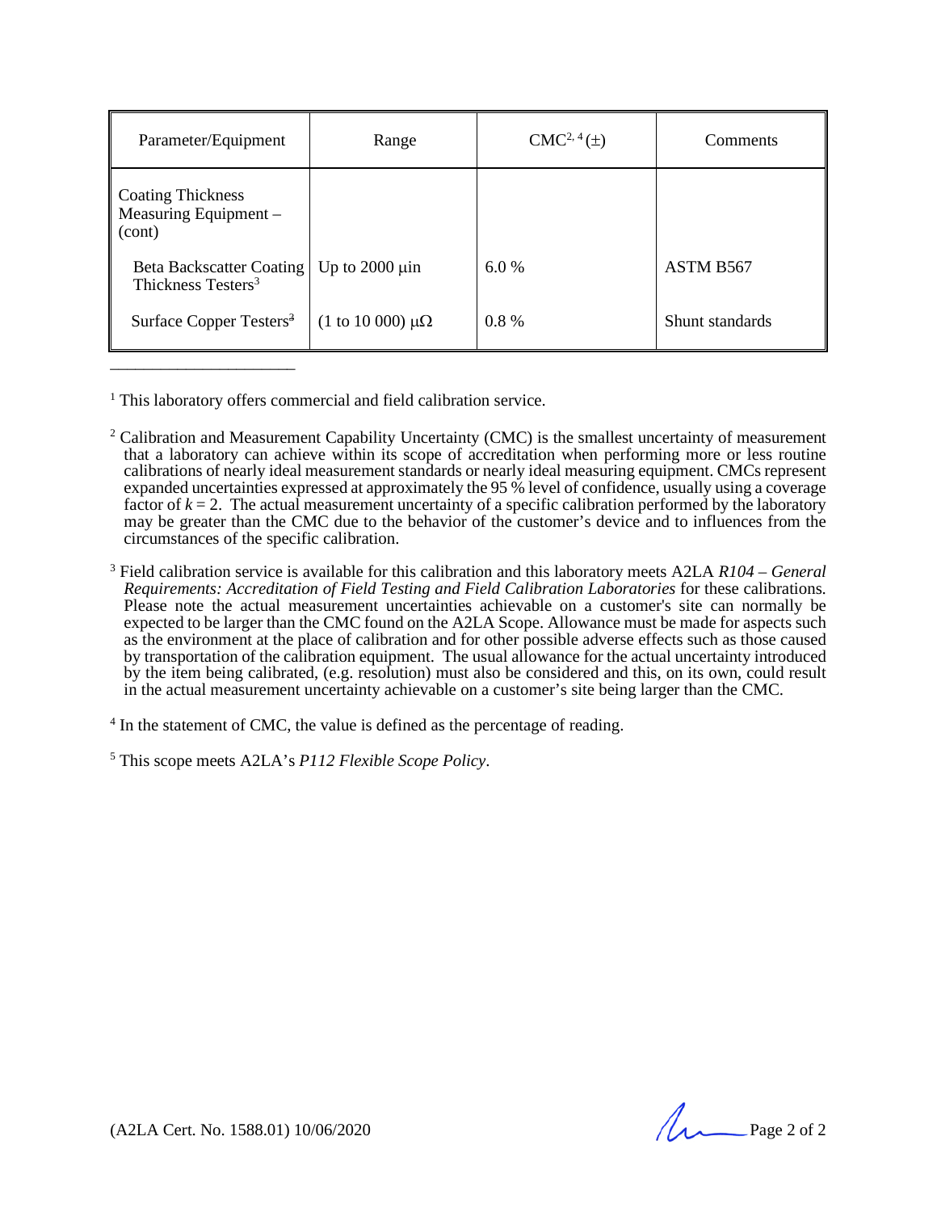| Parameter/Equipment | Range | CMC[2, 4] (±) | Comments |
|---|---|---|---|
| Coating Thickness Measuring Equipment – (cont) | | | |
| Beta Backscatter Coating Thickness Testers[3] | Up to 2000 µin | 6.0 % | ASTM B567 |
| Surface Copper Testers[3] | (1 to 10 000) µΩ | 0.8 % | Shunt standards |

---

[1] This laboratory offers commercial and field calibration service.

[2] Calibration and Measurement Capability Uncertainty (CMC) is the smallest uncertainty of measurement that a laboratory can achieve within its scope of accreditation when performing more or less routine calibrations of nearly ideal measurement standards or nearly ideal measuring equipment. CMCs represent expanded uncertainties expressed at approximately the 95 % level of confidence, usually using a coverage factor of $k = 2$. The actual measurement uncertainty of a specific calibration performed by the laboratory may be greater than the CMC due to the behavior of the customer's device and to influences from the circumstances of the specific calibration.

[3] Field calibration service is available for this calibration and this laboratory meets A2LA *R104 – General Requirements: Accreditation of Field Testing and Field Calibration Laboratories* for these calibrations. Please note the actual measurement uncertainties achievable on a customer's site can normally be expected to be larger than the CMC found on the A2LA Scope. Allowance must be made for aspects such as the environment at the place of calibration and for other possible adverse effects such as those caused by transportation of the calibration equipment. The usual allowance for the actual uncertainty introduced by the item being calibrated, (e.g. resolution) must also be considered and this, on its own, could result in the actual measurement uncertainty achievable on a customer's site being larger than the CMC.

[4] In the statement of CMC, the value is defined as the percentage of reading.

[5] This scope meets A2LA's *P112 Flexible Scope Policy*.

(A2LA Cert. No. 1588.01) 10/06/2020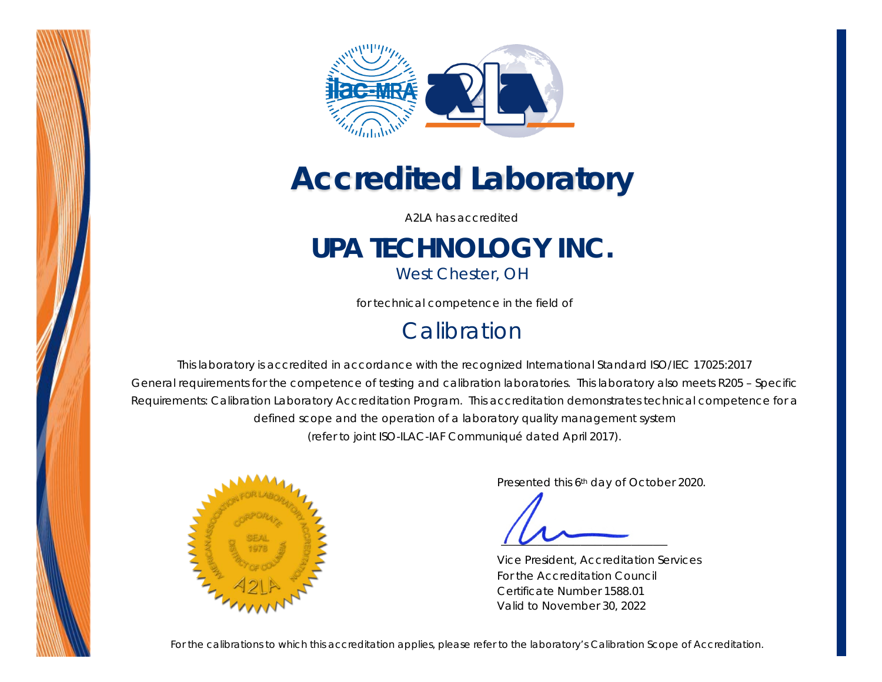# Accredited Laboratory

A2LA has accredited

## UPA TECHNOLOGY INC.

West Chester, OH

for technical competence in the field of

## Calibration

This laboratory is accredited in accordance with the recognized International Standard ISO/IEC 17025:2017 General requirements for the competence of testing and calibration laboratories. This laboratory also meets R205 – Specific Requirements: Calibration Laboratory Accreditation Program. This accreditation demonstrates technical competence for a defined scope and the operation of a laboratory quality management system (refer to joint ISO-ILAC-IAF Communiqué dated April 2017).

AMERICAN ASSOCIATION FOR LABORATORY ACCREDITATION
CORPORATE SEAL 1978 DISTRICT OF COLUMBIA
A2LA

Presented this 6th day of October 2020.

Vice President, Accreditation Services
For the Accreditation Council
Certificate Number 1588.01
Valid to November 30, 2022

For the calibrations to which this accreditation applies, please refer to the laboratory's Calibration Scope of Accreditation.